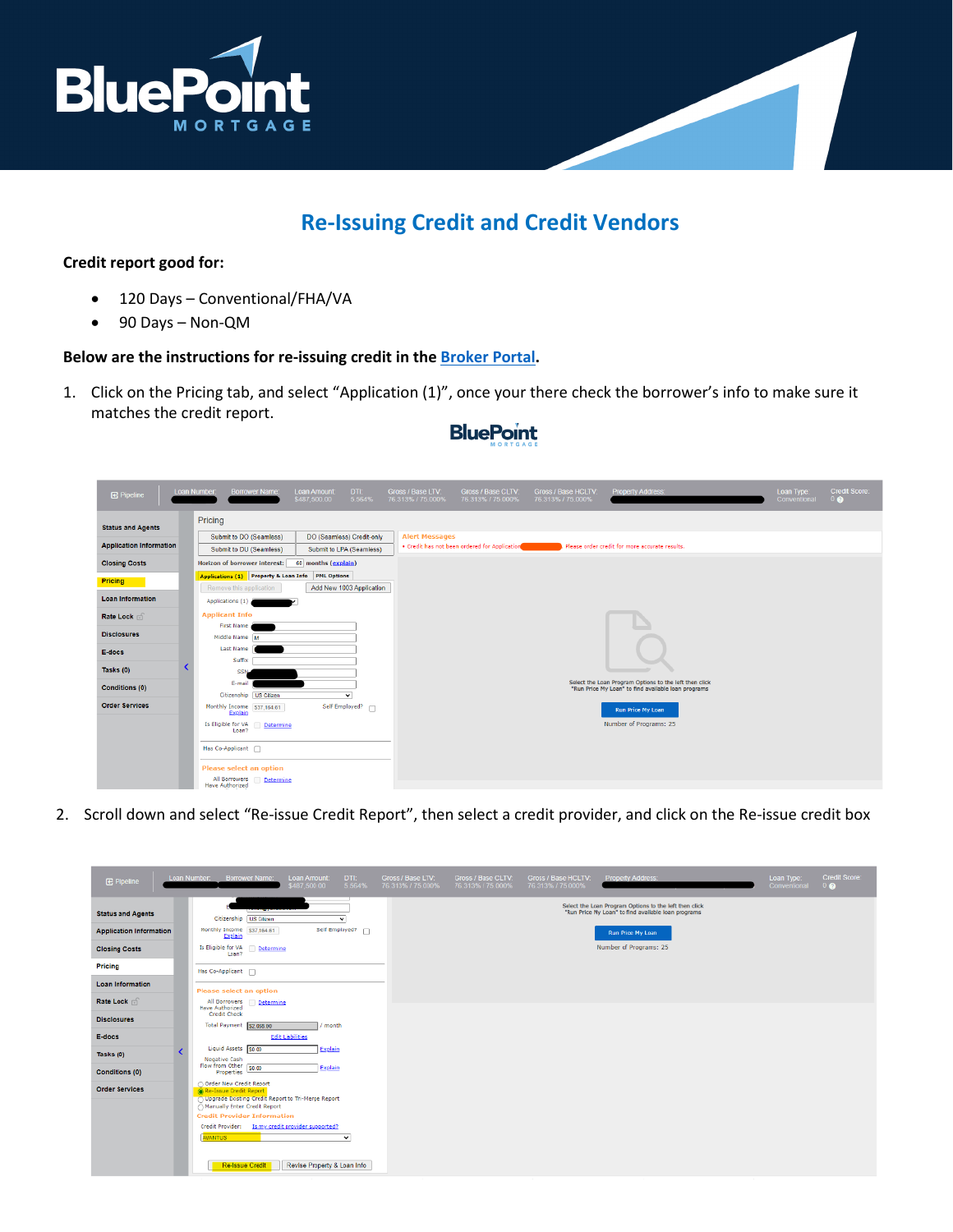# Re-Issuing Credit and Credit Vendors

**Credit report good for:**

- 120 Days – Conventional/FHA/VA
- 90 Days – Non-QM

**Below are the instructions for re-issuing credit in the Broker Portal.**

1. Click on the Pricing tab, and select "Application (1)", once your there check the borrower's info to make sure it matches the credit report.

2. Scroll down and select "Re-issue Credit Report", then select a credit provider, and click on the Re-issue credit box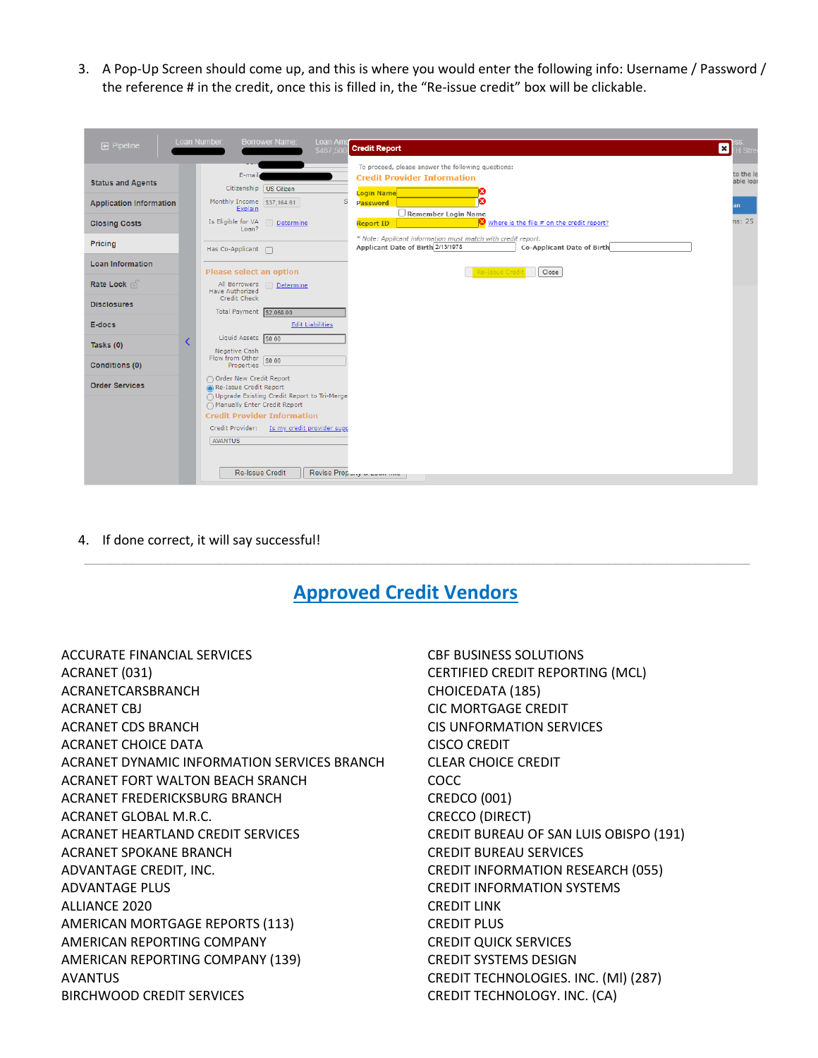3. A Pop-Up Screen should come up, and this is where you would enter the following info: Username / Password / the reference # in the credit, once this is filled in, the "Re-issue credit" box will be clickable.

4. If done correct, it will say successful!

---

## Approved Credit Vendors

ACCURATE FINANCIAL SERVICES
ACRANET (031)
ACRANETCARSBRANCH
ACRANET CBJ
ACRANET CDS BRANCH
ACRANET CHOICE DATA
ACRANET DYNAMIC INFORMATION SERVICES BRANCH
ACRANET FORT WALTON BEACH SRANCH
ACRANET FREDERICKSBURG BRANCH
ACRANET GLOBAL M.R.C.
ACRANET HEARTLAND CREDIT SERVICES
ACRANET SPOKANE BRANCH
ADVANTAGE CREDIT, INC.
ADVANTAGE PLUS
ALLIANCE 2020
AMERICAN MORTGAGE REPORTS (113)
AMERICAN REPORTING COMPANY
AMERICAN REPORTING COMPANY (139)
AVANTUS
BIRCHWOOD CREDIT SERVICES
CBF BUSINESS SOLUTIONS
CERTIFIED CREDIT REPORTING (MCL)
CHOICEDATA (185)
CIC MORTGAGE CREDIT
CIS UNFORMATION SERVICES
CISCO CREDIT
CLEAR CHOICE CREDIT
COCC
CREDCO (001)
CRECCO (DIRECT)
CREDIT BUREAU OF SAN LUIS OBISPO (191)
CREDIT BUREAU SERVICES
CREDIT INFORMATION RESEARCH (055)
CREDIT INFORMATION SYSTEMS
CREDIT LINK
CREDIT PLUS
CREDIT QUICK SERVICES
CREDIT SYSTEMS DESIGN
CREDIT TECHNOLOGIES. INC. (MI) (287)
CREDIT TECHNOLOGY. INC. (CA)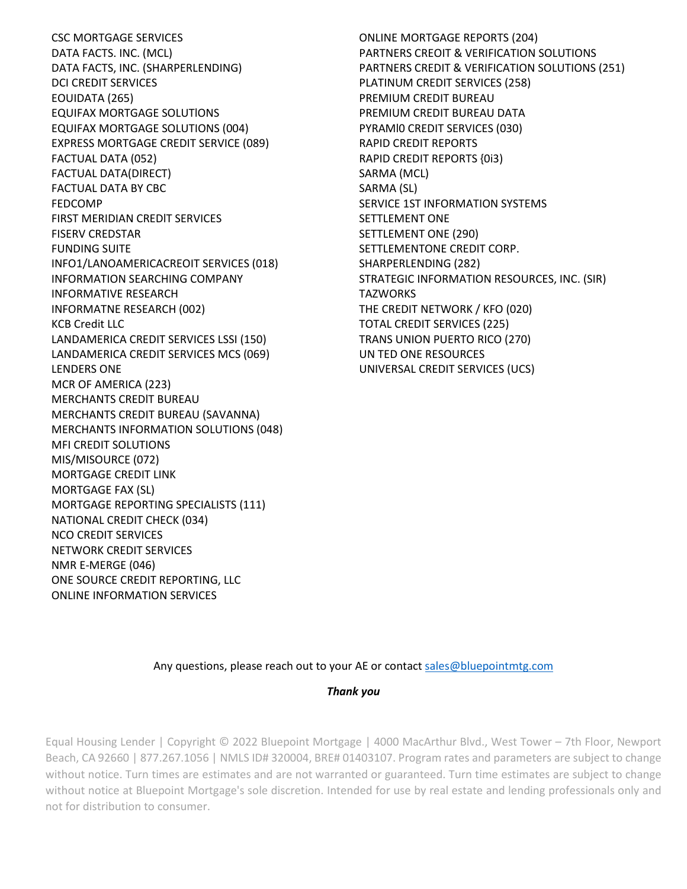CSC MORTGAGE SERVICES
DATA FACTS. INC. (MCL)
DATA FACTS, INC. (SHARPERLENDING)
DCI CREDIT SERVICES
EOUIDATA (265)
EQUIFAX MORTGAGE SOLUTIONS
EQUIFAX MORTGAGE SOLUTIONS (004)
EXPRESS MORTGAGE CREDIT SERVICE (089)
FACTUAL DATA (052)
FACTUAL DATA(DIRECT)
FACTUAL DATA BY CBC
FEDCOMP
FIRST MERIDIAN CREDIT SERVICES
FISERV CREDSTAR
FUNDING SUITE
INFO1/LANOAMERICACREOIT SERVICES (018)
INFORMATION SEARCHING COMPANY
INFORMATIVE RESEARCH
INFORMATNE RESEARCH (002)
KCB Credit LLC
LANDAMERICA CREDIT SERVICES LSSI (150)
LANDAMERICA CREDIT SERVICES MCS (069)
LENDERS ONE
MCR OF AMERICA (223)
MERCHANTS CREDIT BUREAU
MERCHANTS CREDIT BUREAU (SAVANNA)
MERCHANTS INFORMATION SOLUTIONS (048)
MFI CREDIT SOLUTIONS
MIS/MISOURCE (072)
MORTGAGE CREDIT LINK
MORTGAGE FAX (SL)
MORTGAGE REPORTING SPECIALISTS (111)
NATIONAL CREDIT CHECK (034)
NCO CREDIT SERVICES
NETWORK CREDIT SERVICES
NMR E-MERGE (046)
ONE SOURCE CREDIT REPORTING, LLC
ONLINE INFORMATION SERVICES
ONLINE MORTGAGE REPORTS (204)
PARTNERS CREOIT & VERIFICATION SOLUTIONS
PARTNERS CREDIT & VERIFICATION SOLUTIONS (251)
PLATINUM CREDIT SERVICES (258)
PREMIUM CREDIT BUREAU
PREMIUM CREDIT BUREAU DATA
PYRAMI0 CREDIT SERVICES (030)
RAPID CREDIT REPORTS
RAPID CREDIT REPORTS {0i3)
SARMA (MCL)
SARMA (SL)
SERVICE 1ST INFORMATION SYSTEMS
SETTLEMENT ONE
SETTLEMENT ONE (290)
SETTLEMENTONE CREDIT CORP.
SHARPERLENDING (282)
STRATEGIC INFORMATION RESOURCES, INC. (SIR)
TAZWORKS
THE CREDIT NETWORK / KFO (020)
TOTAL CREDIT SERVICES (225)
TRANS UNION PUERTO RICO (270)
UN TED ONE RESOURCES
UNIVERSAL CREDIT SERVICES (UCS)

Any questions, please reach out to your AE or contact sales@bluepointmtg.com

***Thank you***

Equal Housing Lender | Copyright © 2022 Bluepoint Mortgage | 4000 MacArthur Blvd., West Tower – 7th Floor, Newport Beach, CA 92660 | 877.267.1056 | NMLS ID# 320004, BRE# 01403107. Program rates and parameters are subject to change without notice. Turn times are estimates and are not warranted or guaranteed. Turn time estimates are subject to change without notice at Bluepoint Mortgage's sole discretion. Intended for use by real estate and lending professionals only and not for distribution to consumer.